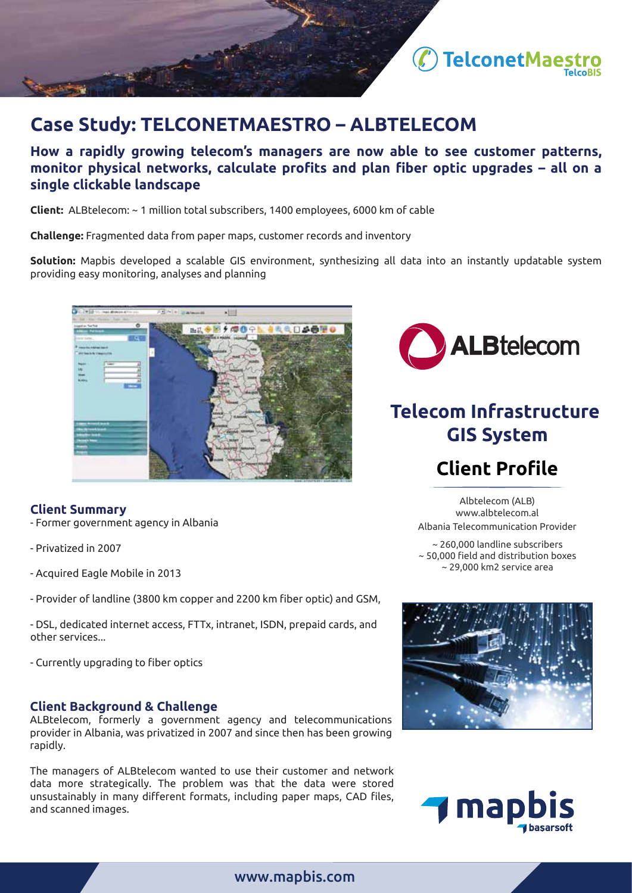# Case Study: TELCONETMAESTRO – ALBTELECOM

## How a rapidly growing telecom's managers are now able to see customer patterns, monitor physical networks, calculate profits and plan fiber optic upgrades – all on a single clickable landscape

**Client:** ALBtelecom: ~ 1 million total subscribers, 1400 employees, 6000 km of cable

**Challenge:** Fragmented data from paper maps, customer records and inventory

**Solution:** Mapbis developed a scalable GIS environment, synthesizing all data into an instantly updatable system providing easy monitoring, analyses and planning

## Telecom Infrastructure GIS System

## Client Profile

Albtelecom (ALB)
www.albtelecom.al
Albania Telecommunication Provider

~ 260,000 landline subscribers
~ 50,000 field and distribution boxes
~ 29,000 km2 service area

### Client Summary

- Former government agency in Albania
- Privatized in 2007
- Acquired Eagle Mobile in 2013
- Provider of landline (3800 km copper and 2200 km fiber optic) and GSM,
- DSL, dedicated internet access, FTTx, intranet, ISDN, prepaid cards, and other services...
- Currently upgrading to fiber optics

### Client Background & Challenge

ALBtelecom, formerly a government agency and telecommunications provider in Albania, was privatized in 2007 and since then has been growing rapidly.

The managers of ALBtelecom wanted to use their customer and network data more strategically. The problem was that the data were stored unsustainably in many different formats, including paper maps, CAD files, and scanned images.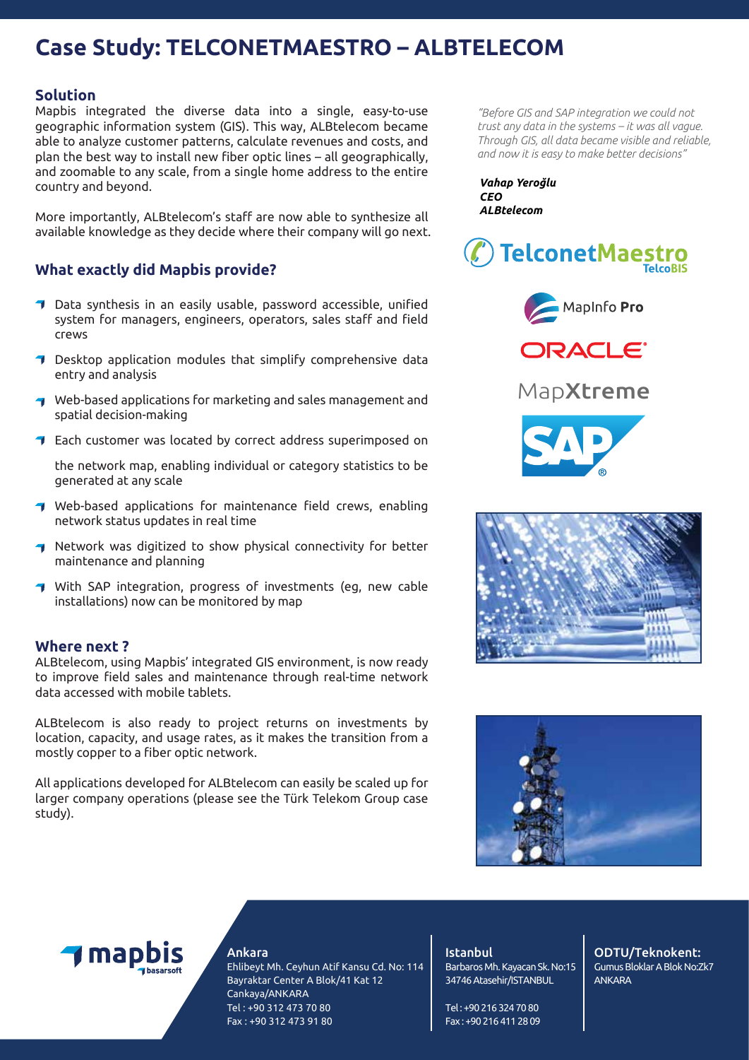# Case Study: TELCONETMAESTRO – ALBTELECOM

## Solution

Mapbis integrated the diverse data into a single, easy-to-use geographic information system (GIS). This way, ALBtelecom became able to analyze customer patterns, calculate revenues and costs, and plan the best way to install new fiber optic lines – all geographically, and zoomable to any scale, from a single home address to the entire country and beyond.

More importantly, ALBtelecom's staff are now able to synthesize all available knowledge as they decide where their company will go next.

*"Before GIS and SAP integration we could not trust any data in the systems – it was all vague. Through GIS, all data became visible and reliable, and now it is easy to make better decisions"*

***Vahap Yeroğlu***
***CEO***
***ALBtelecom***

## What exactly did Mapbis provide?

- Data synthesis in an easily usable, password accessible, unified system for managers, engineers, operators, sales staff and field crews
- Desktop application modules that simplify comprehensive data entry and analysis
- Web-based applications for marketing and sales management and spatial decision-making
- Each customer was located by correct address superimposed on the network map, enabling individual or category statistics to be generated at any scale
- Web-based applications for maintenance field crews, enabling network status updates in real time
- Network was digitized to show physical connectivity for better maintenance and planning
- With SAP integration, progress of investments (eg, new cable installations) now can be monitored by map

## Where next ?

ALBtelecom, using Mapbis' integrated GIS environment, is now ready to improve field sales and maintenance through real-time network data accessed with mobile tablets.

ALBtelecom is also ready to project returns on investments by location, capacity, and usage rates, as it makes the transition from a mostly copper to a fiber optic network.

All applications developed for ALBtelecom can easily be scaled up for larger company operations (please see the Türk Telekom Group case study).

TelconetMaestro TelcoBIS

MapInfo **Pro**

ORACLE

Map**Xtreme**

SAP

mapbis basarsoft

**Ankara**
Ehlibeyt Mh. Ceyhun Atif Kansu Cd. No: 114
Bayraktar Center A Blok/41 Kat 12
Cankaya/ANKARA
Tel : +90 312 473 70 80
Fax : +90 312 473 91 80

**Istanbul**
Barbaros Mh. Kayacan Sk. No:15
34746 Atasehir/ISTANBUL

Tel : +90 216 324 70 80
Fax : +90 216 411 28 09

**ODTU/Teknokent:**
Gumus Bloklar A Blok No:Zk7
ANKARA